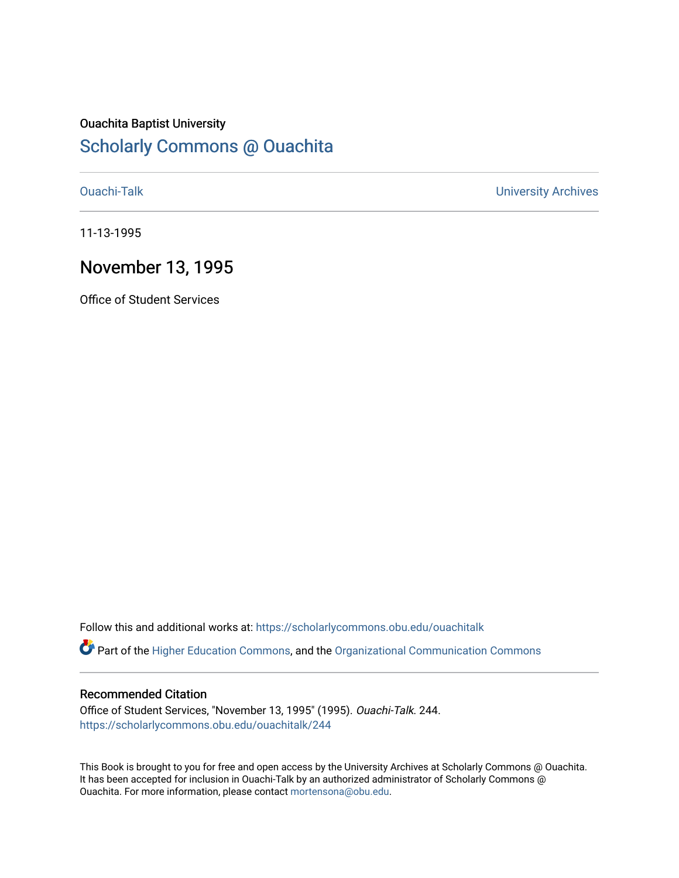Ouachita Baptist University

## Scholarly Commons @ Ouachita

Ouachi-Talk

University Archives

11-13-1995

# November 13, 1995

Office of Student Services

Follow this and additional works at: https://scholarlycommons.obu.edu/ouachitalk

Part of the Higher Education Commons, and the Organizational Communication Commons

### Recommended Citation

Office of Student Services, "November 13, 1995" (1995). *Ouachi-Talk*. 244.
https://scholarlycommons.obu.edu/ouachitalk/244

This Book is brought to you for free and open access by the University Archives at Scholarly Commons @ Ouachita. It has been accepted for inclusion in Ouachi-Talk by an authorized administrator of Scholarly Commons @ Ouachita. For more information, please contact mortensona@obu.edu.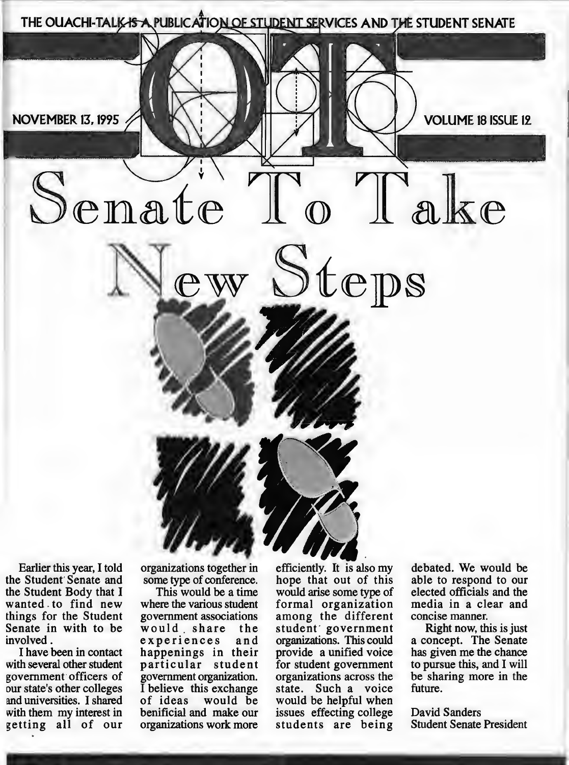THE OUACHI-TALK IS A PUBLICATION OF STUDENT SERVICES AND THE STUDENT SENATE

NOVEMBER 13, 1995

VOLUME 18 ISSUE 12

# Senate To Take New Steps

Earlier this year, I told the Student Senate and the Student Body that I wanted to find new things for the Student Senate in with to be involved.

I have been in contact with several other student government officers of our state's other colleges and universities. I shared with them my interest in getting all of our organizations together in some type of conference.

This would be a time where the various student government associations would share the experiences and happenings in their particular student government organization. I believe this exchange of ideas would be benificial and make our organizations work more efficiently. It is also my hope that out of this would arise some type of formal organization among the different student government organizations. This could provide a unified voice for student government organizations across the state. Such a voice would be helpful when issues effecting college students are being debated. We would be able to respond to our elected officials and the media in a clear and concise manner.

Right now, this is just a concept. The Senate has given me the chance to pursue this, and I will be sharing more in the future.

David Sanders
Student Senate President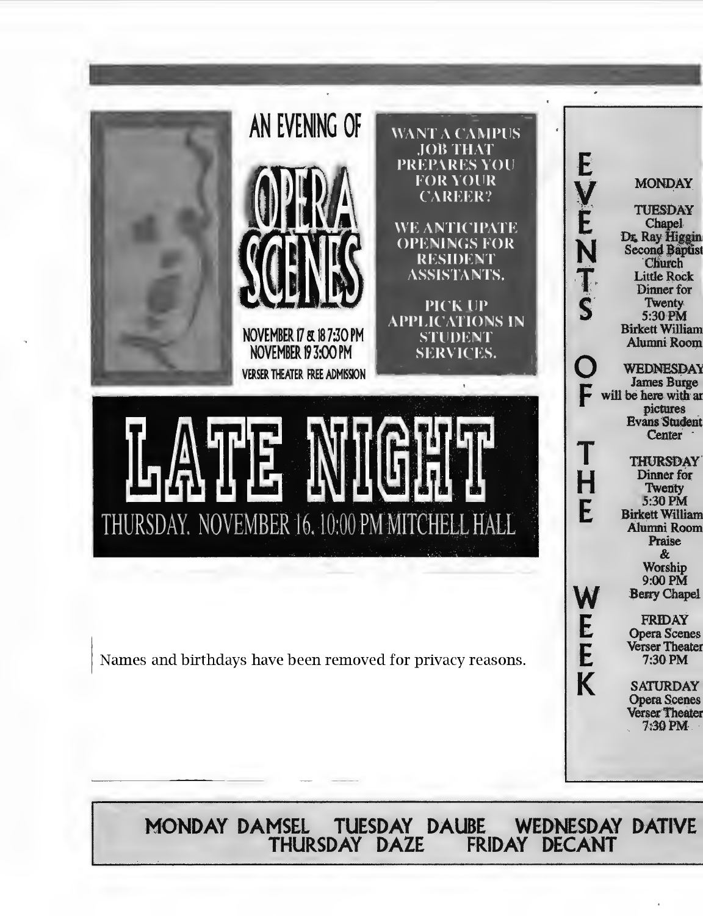AN EVENING OF

# OPERA SCENES

NOVEMBER 17 & 18 7:30 PM
NOVEMBER 19 3:00 PM
VERSER THEATER FREE ADMISSION

WANT A CAMPUS JOB THAT PREPARES YOU FOR YOUR CAREER?

WE ANTICIPATE OPENINGS FOR RESIDENT ASSISTANTS.

PICK UP APPLICATIONS IN STUDENT SERVICES.

# LATE NIGHT

THURSDAY, NOVEMBER 16, 10:00 PM MITCHELL HALL

Names and birthdays have been removed for privacy reasons.

## EVENTS OF THE WEEK

**MONDAY**

**TUESDAY**
Chapel
Dr. Ray Higgins
Second Baptist Church
Little Rock
Dinner for Twenty
5:30 PM
Birkett Williams
Alumni Room

**WEDNESDAY**
James Burge
will be here with ar
pictures
Evans Student Center

**THURSDAY**
Dinner for Twenty
5:30 PM
Birkett Williams
Alumni Room
Praise & Worship
9:00 PM
Berry Chapel

**FRIDAY**
Opera Scenes
Verser Theater
7:30 PM

**SATURDAY**
Opera Scenes
Verser Theater
7:30 PM

MONDAY DAMSEL TUESDAY DAUBE WEDNESDAY DATIVE
THURSDAY DAZE FRIDAY DECANT